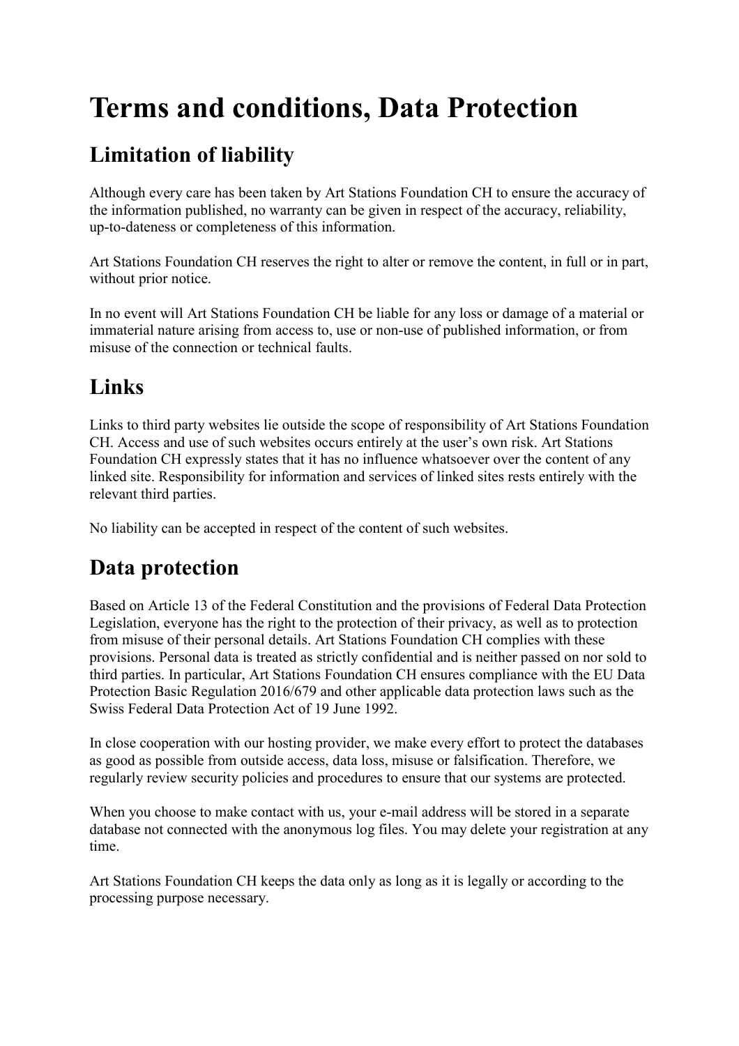# Terms and conditions, Data Protection

## Limitation of liability

Although every care has been taken by Art Stations Foundation CH to ensure the accuracy of the information published, no warranty can be given in respect of the accuracy, reliability, up-to-dateness or completeness of this information.

Art Stations Foundation CH reserves the right to alter or remove the content, in full or in part, without prior notice.

In no event will Art Stations Foundation CH be liable for any loss or damage of a material or immaterial nature arising from access to, use or non-use of published information, or from misuse of the connection or technical faults.

## Links

Links to third party websites lie outside the scope of responsibility of Art Stations Foundation CH. Access and use of such websites occurs entirely at the user's own risk. Art Stations Foundation CH expressly states that it has no influence whatsoever over the content of any linked site. Responsibility for information and services of linked sites rests entirely with the relevant third parties.

No liability can be accepted in respect of the content of such websites.

## Data protection

Based on Article 13 of the Federal Constitution and the provisions of Federal Data Protection Legislation, everyone has the right to the protection of their privacy, as well as to protection from misuse of their personal details. Art Stations Foundation CH complies with these provisions. Personal data is treated as strictly confidential and is neither passed on nor sold to third parties. In particular, Art Stations Foundation CH ensures compliance with the EU Data Protection Basic Regulation 2016/679 and other applicable data protection laws such as the Swiss Federal Data Protection Act of 19 June 1992.

In close cooperation with our hosting provider, we make every effort to protect the databases as good as possible from outside access, data loss, misuse or falsification. Therefore, we regularly review security policies and procedures to ensure that our systems are protected.

When you choose to make contact with us, your e-mail address will be stored in a separate database not connected with the anonymous log files. You may delete your registration at any time.

Art Stations Foundation CH keeps the data only as long as it is legally or according to the processing purpose necessary.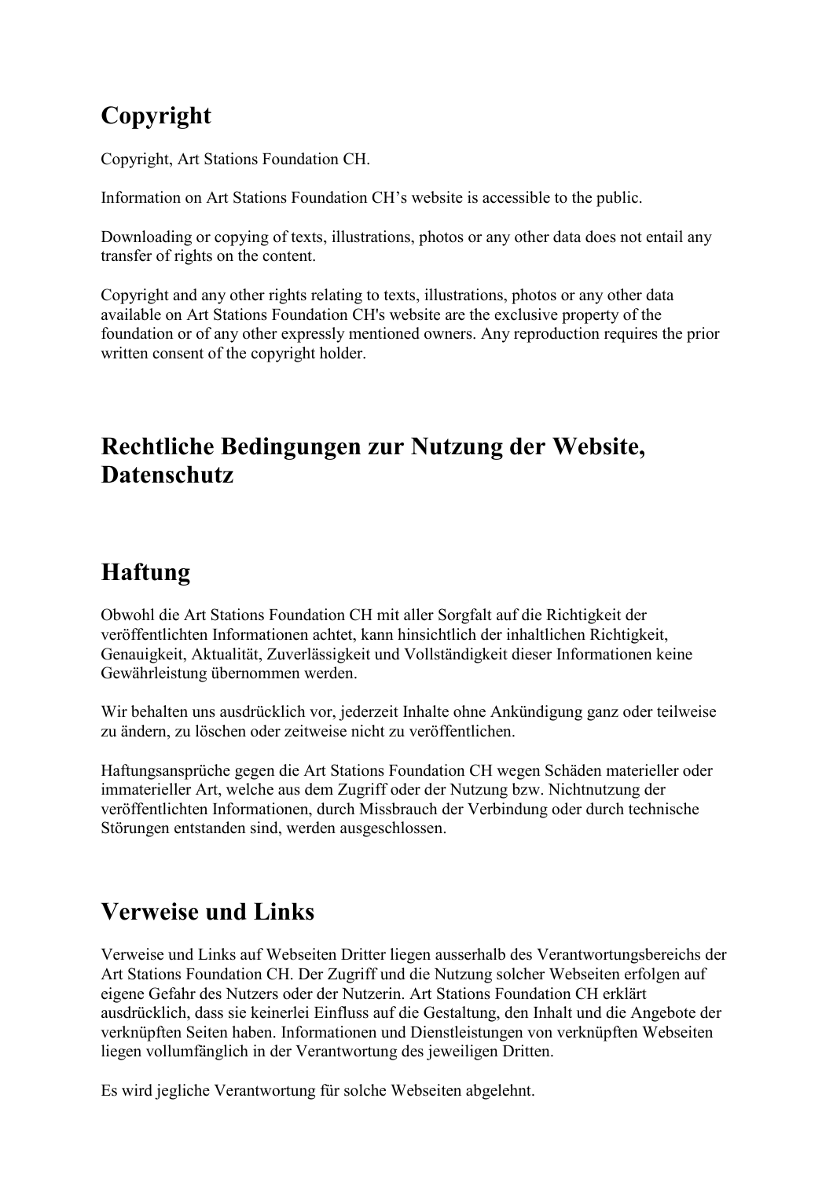## Copyright

Copyright, Art Stations Foundation CH.

Information on Art Stations Foundation CH’s website is accessible to the public.

Downloading or copying of texts, illustrations, photos or any other data does not entail any transfer of rights on the content.

Copyright and any other rights relating to texts, illustrations, photos or any other data available on Art Stations Foundation CH's website are the exclusive property of the foundation or of any other expressly mentioned owners. Any reproduction requires the prior written consent of the copyright holder.

## Rechtliche Bedingungen zur Nutzung der Website, Datenschutz

## Haftung

Obwohl die Art Stations Foundation CH mit aller Sorgfalt auf die Richtigkeit der veröffentlichten Informationen achtet, kann hinsichtlich der inhaltlichen Richtigkeit, Genauigkeit, Aktualität, Zuverlässigkeit und Vollständigkeit dieser Informationen keine Gewährleistung übernommen werden.

Wir behalten uns ausdrücklich vor, jederzeit Inhalte ohne Ankündigung ganz oder teilweise zu ändern, zu löschen oder zeitweise nicht zu veröffentlichen.

Haftungsansprüche gegen die Art Stations Foundation CH wegen Schäden materieller oder immaterieller Art, welche aus dem Zugriff oder der Nutzung bzw. Nichtnutzung der veröffentlichten Informationen, durch Missbrauch der Verbindung oder durch technische Störungen entstanden sind, werden ausgeschlossen.

## Verweise und Links

Verweise und Links auf Webseiten Dritter liegen ausserhalb des Verantwortungsbereichs der Art Stations Foundation CH. Der Zugriff und die Nutzung solcher Webseiten erfolgen auf eigene Gefahr des Nutzers oder der Nutzerin. Art Stations Foundation CH erklärt ausdrücklich, dass sie keinerlei Einfluss auf die Gestaltung, den Inhalt und die Angebote der verknüpften Seiten haben. Informationen und Dienstleistungen von verknüpften Webseiten liegen vollumfänglich in der Verantwortung des jeweiligen Dritten.

Es wird jegliche Verantwortung für solche Webseiten abgelehnt.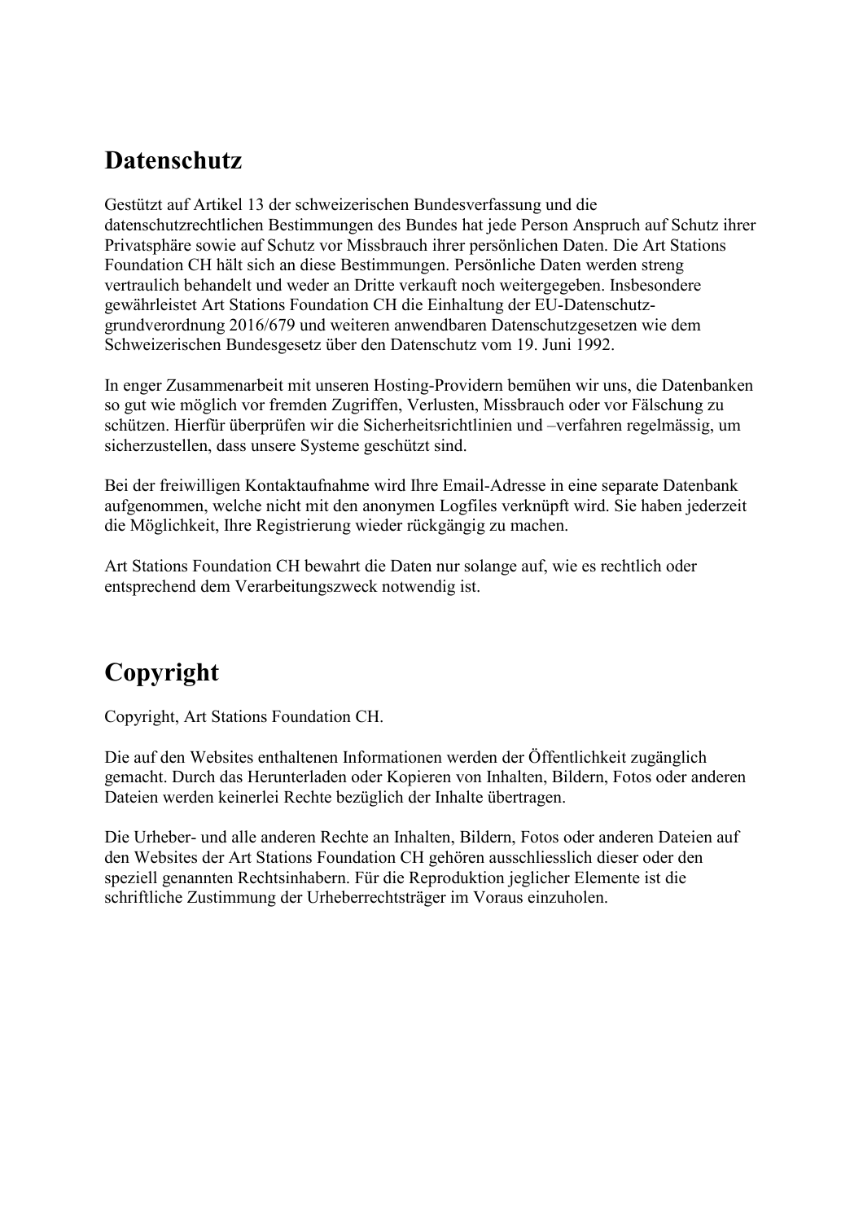## Datenschutz

Gestützt auf Artikel 13 der schweizerischen Bundesverfassung und die datenschutzrechtlichen Bestimmungen des Bundes hat jede Person Anspruch auf Schutz ihrer Privatsphäre sowie auf Schutz vor Missbrauch ihrer persönlichen Daten. Die Art Stations Foundation CH hält sich an diese Bestimmungen. Persönliche Daten werden streng vertraulich behandelt und weder an Dritte verkauft noch weitergegeben. Insbesondere gewährleistet Art Stations Foundation CH die Einhaltung der EU-Datenschutz-grundverordnung 2016/679 und weiteren anwendbaren Datenschutzgesetzen wie dem Schweizerischen Bundesgesetz über den Datenschutz vom 19. Juni 1992.

In enger Zusammenarbeit mit unseren Hosting-Providern bemühen wir uns, die Datenbanken so gut wie möglich vor fremden Zugriffen, Verlusten, Missbrauch oder vor Fälschung zu schützen. Hierfür überprüfen wir die Sicherheitsrichtlinien und –verfahren regelmässig, um sicherzustellen, dass unsere Systeme geschützt sind.

Bei der freiwilligen Kontaktaufnahme wird Ihre Email-Adresse in eine separate Datenbank aufgenommen, welche nicht mit den anonymen Logfiles verknüpft wird. Sie haben jederzeit die Möglichkeit, Ihre Registrierung wieder rückgängig zu machen.

Art Stations Foundation CH bewahrt die Daten nur solange auf, wie es rechtlich oder entsprechend dem Verarbeitungszweck notwendig ist.

## Copyright

Copyright, Art Stations Foundation CH.

Die auf den Websites enthaltenen Informationen werden der Öffentlichkeit zugänglich gemacht. Durch das Herunterladen oder Kopieren von Inhalten, Bildern, Fotos oder anderen Dateien werden keinerlei Rechte bezüglich der Inhalte übertragen.

Die Urheber- und alle anderen Rechte an Inhalten, Bildern, Fotos oder anderen Dateien auf den Websites der Art Stations Foundation CH gehören ausschliesslich dieser oder den speziell genannten Rechtsinhabern. Für die Reproduktion jeglicher Elemente ist die schriftliche Zustimmung der Urheberrechtsträger im Voraus einzuholen.